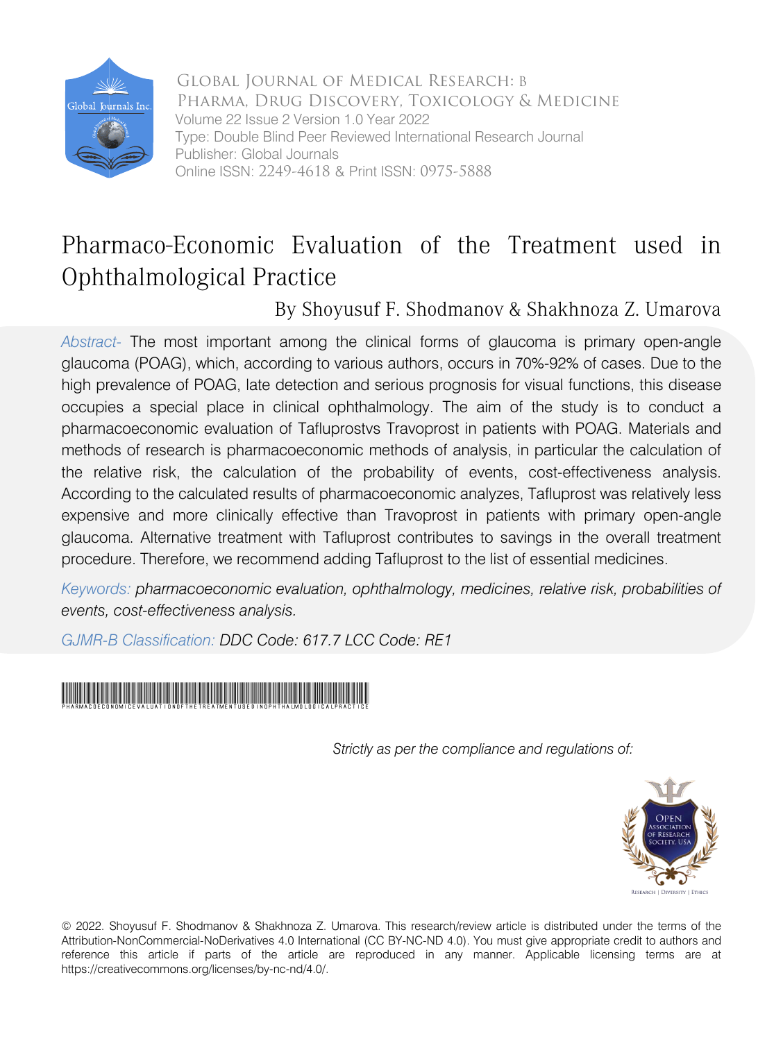Global Journal of Medical Research: B
Pharma, Drug Discovery, Toxicology & Medicine
Volume 22 Issue 2 Version 1.0 Year 2022
Type: Double Blind Peer Reviewed International Research Journal
Publisher: Global Journals
Online ISSN: 2249-4618 & Print ISSN: 0975-5888

# Pharmaco-Economic Evaluation of the Treatment used in Ophthalmological Practice

By Shoyusuf F. Shodmanov & Shakhnoza Z. Umarova

*Abstract-* The most important among the clinical forms of glaucoma is primary open-angle glaucoma (POAG), which, according to various authors, occurs in 70%-92% of cases. Due to the high prevalence of POAG, late detection and serious prognosis for visual functions, this disease occupies a special place in clinical ophthalmology. The aim of the study is to conduct a pharmacoeconomic evaluation of Tafluprostvs Travoprost in patients with POAG. Materials and methods of research is pharmacoeconomic methods of analysis, in particular the calculation of the relative risk, the calculation of the probability of events, cost-effectiveness analysis. According to the calculated results of pharmacoeconomic analyzes, Tafluprost was relatively less expensive and more clinically effective than Travoprost in patients with primary open-angle glaucoma. Alternative treatment with Tafluprost contributes to savings in the overall treatment procedure. Therefore, we recommend adding Tafluprost to the list of essential medicines.

*Keywords: pharmacoeconomic evaluation, ophthalmology, medicines, relative risk, probabilities of events, cost-effectiveness analysis.*

*GJMR-B Classification: DDC Code: 617.7 LCC Code: RE1*

PHARMACOECONOMICEVALUATIONOFTHETREATMENTUSEDINOPHTHALMOLOGICALPRACTICE

*Strictly as per the compliance and regulations of:*

© 2022. Shoyusuf F. Shodmanov & Shakhnoza Z. Umarova. This research/review article is distributed under the terms of the Attribution-NonCommercial-NoDerivatives 4.0 International (CC BY-NC-ND 4.0). You must give appropriate credit to authors and reference this article if parts of the article are reproduced in any manner. Applicable licensing terms are at https://creativecommons.org/licenses/by-nc-nd/4.0/.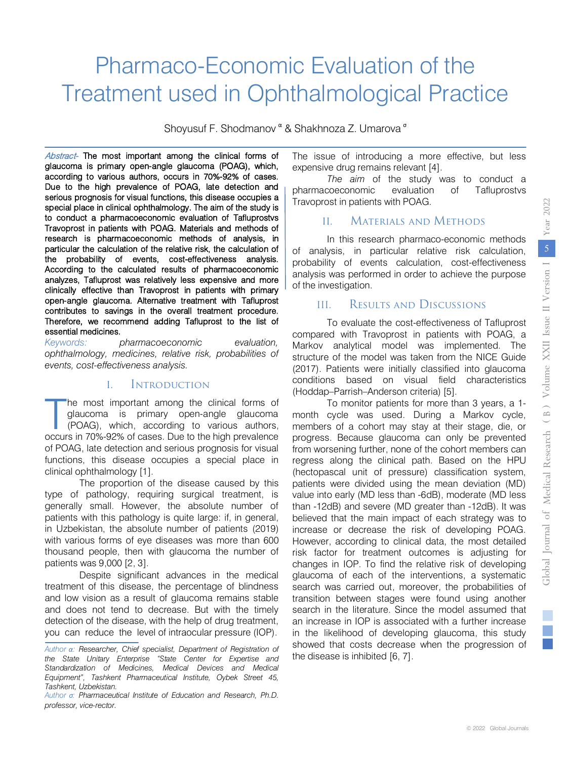# Pharmaco-Economic Evaluation of the Treatment used in Ophthalmological Practice

Shoyusuf F. Shodmanov [α] & Shakhnoza Z. Umarova [σ]

*Abstract-* The most important among the clinical forms of glaucoma is primary open-angle glaucoma (POAG), which, according to various authors, occurs in 70%-92% of cases. Due to the high prevalence of POAG, late detection and serious prognosis for visual functions, this disease occupies a special place in clinical ophthalmology. The aim of the study is to conduct a pharmacoeconomic evaluation of Tafluprostvs Travoprost in patients with POAG. Materials and methods of research is pharmacoeconomic methods of analysis, in particular the calculation of the relative risk, the calculation of the probability of events, cost-effectiveness analysis. According to the calculated results of pharmacoeconomic analyzes, Tafluprost was relatively less expensive and more clinically effective than Travoprost in patients with primary open-angle glaucoma. Alternative treatment with Tafluprost contributes to savings in the overall treatment procedure. Therefore, we recommend adding Tafluprost to the list of essential medicines.

*Keywords: pharmacoeconomic evaluation, ophthalmology, medicines, relative risk, probabilities of events, cost-effectiveness analysis.*

## I. Introduction

The most important among the clinical forms of glaucoma is primary open-angle glaucoma (POAG), which, according to various authors, occurs in 70%-92% of cases. Due to the high prevalence of POAG, late detection and serious prognosis for visual functions, this disease occupies a special place in clinical ophthalmology [1].

The proportion of the disease caused by this type of pathology, requiring surgical treatment, is generally small. However, the absolute number of patients with this pathology is quite large: if, in general, in Uzbekistan, the absolute number of patients (2019) with various forms of eye diseases was more than 600 thousand people, then with glaucoma the number of patients was 9,000 [2, 3].

Despite significant advances in the medical treatment of this disease, the percentage of blindness and low vision as a result of glaucoma remains stable and does not tend to decrease. But with the timely detection of the disease, with the help of drug treatment, you can reduce the level of intraocular pressure (IOP). The issue of introducing a more effective, but less expensive drug remains relevant [4].

*The aim* of the study was to conduct a pharmacoeconomic evaluation of Tafluprostvs Travoprost in patients with POAG.

## II. Materials and Methods

In this research pharmaco-economic methods of analysis, in particular relative risk calculation, probability of events calculation, cost-effectiveness analysis was performed in order to achieve the purpose of the investigation.

## III. Results and Discussions

To evaluate the cost-effectiveness of Tafluprost compared with Travoprost in patients with POAG, a Markov analytical model was implemented. The structure of the model was taken from the NICE Guide (2017). Patients were initially classified into glaucoma conditions based on visual field characteristics (Hoddap–Parrish–Anderson criteria) [5].

To monitor patients for more than 3 years, a 1-month cycle was used. During a Markov cycle, members of a cohort may stay at their stage, die, or progress. Because glaucoma can only be prevented from worsening further, none of the cohort members can regress along the clinical path. Based on the HPU (hectopascal unit of pressure) classification system, patients were divided using the mean deviation (MD) value into early (MD less than -6dB), moderate (MD less than -12dB) and severe (MD greater than -12dB). It was believed that the main impact of each strategy was to increase or decrease the risk of developing POAG. However, according to clinical data, the most detailed risk factor for treatment outcomes is adjusting for changes in IOP. To find the relative risk of developing glaucoma of each of the interventions, a systematic search was carried out, moreover, the probabilities of transition between stages were found using another search in the literature. Since the model assumed that an increase in IOP is associated with a further increase in the likelihood of developing glaucoma, this study showed that costs decrease when the progression of the disease is inhibited [6, 7].

*Author α: Researcher, Chief specialist, Department of Registration of the State Unitary Enterprise "State Center for Expertise and Standardization of Medicines, Medical Devices and Medical Equipment", Tashkent Pharmaceutical Institute, Oybek Street 45, Tashkent, Uzbekistan.*

*Author σ: Pharmaceutical Institute of Education and Research, Ph.D. professor, vice-rector.*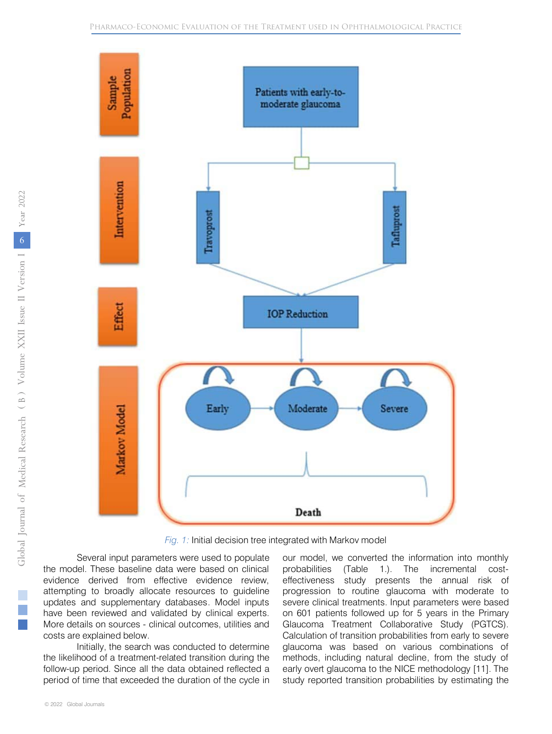*Fig. 1:* Initial decision tree integrated with Markov model

Several input parameters were used to populate the model. These baseline data were based on clinical evidence derived from effective evidence review, attempting to broadly allocate resources to guideline updates and supplementary databases. Model inputs have been reviewed and validated by clinical experts. More details on sources - clinical outcomes, utilities and costs are explained below.

Initially, the search was conducted to determine the likelihood of a treatment-related transition during the follow-up period. Since all the data obtained reflected a period of time that exceeded the duration of the cycle in our model, we converted the information into monthly probabilities (Table 1.). The incremental cost-effectiveness study presents the annual risk of progression to routine glaucoma with moderate to severe clinical treatments. Input parameters were based on 601 patients followed up for 5 years in the Primary Glaucoma Treatment Collaborative Study (PGTCS). Calculation of transition probabilities from early to severe glaucoma was based on various combinations of methods, including natural decline, from the study of early overt glaucoma to the NICE methodology [11]. The study reported transition probabilities by estimating the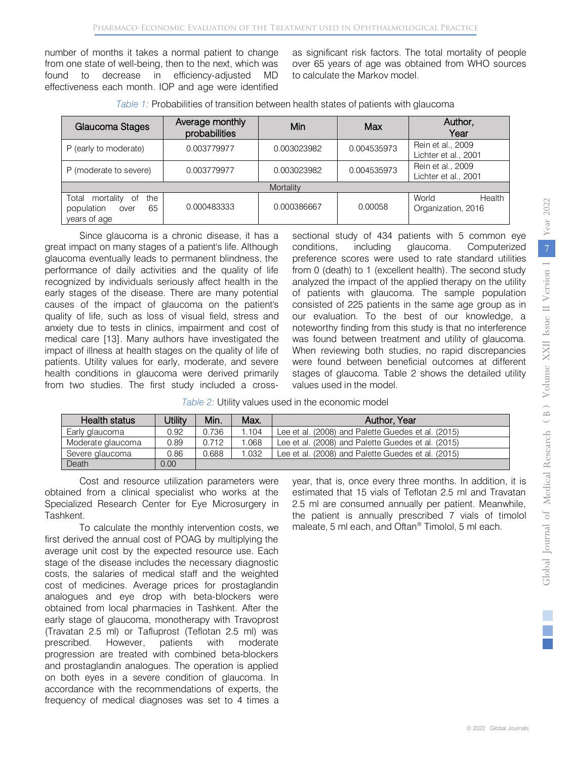number of months it takes a normal patient to change from one state of well-being, then to the next, which was found to decrease in efficiency-adjusted MD effectiveness each month. IOP and age were identified as significant risk factors. The total mortality of people over 65 years of age was obtained from WHO sources to calculate the Markov model.

*Table 1:* Probabilities of transition between health states of patients with glaucoma

| Glaucoma Stages | Average monthly probabilities | Min | Max | Author, Year |
|---|---|---|---|---|
| P (early to moderate) | 0.003779977 | 0.003023982 | 0.004535973 | Rein et al., 2009 Lichter et al., 2001 |
| P (moderate to severe) | 0.003779977 | 0.003023982 | 0.004535973 | Rein et al., 2009 Lichter et al., 2001 |
| Mortality | | | | |
| Total mortality of the population over 65 years of age | 0.000483333 | 0.000386667 | 0.00058 | World Health Organization, 2016 |

Since glaucoma is a chronic disease, it has a great impact on many stages of a patient's life. Although glaucoma eventually leads to permanent blindness, the performance of daily activities and the quality of life recognized by individuals seriously affect health in the early stages of the disease. There are many potential causes of the impact of glaucoma on the patient's quality of life, such as loss of visual field, stress and anxiety due to tests in clinics, impairment and cost of medical care [13]. Many authors have investigated the impact of illness at health stages on the quality of life of patients. Utility values for early, moderate, and severe health conditions in glaucoma were derived primarily from two studies. The first study included a cross-sectional study of 434 patients with 5 common eye conditions, including glaucoma. Computerized preference scores were used to rate standard utilities from 0 (death) to 1 (excellent health). The second study analyzed the impact of the applied therapy on the utility of patients with glaucoma. The sample population consisted of 225 patients in the same age group as in our evaluation. To the best of our knowledge, a noteworthy finding from this study is that no interference was found between treatment and utility of glaucoma. When reviewing both studies, no rapid discrepancies were found between beneficial outcomes at different stages of glaucoma. Table 2 shows the detailed utility values used in the model.

*Table 2:* Utility values used in the economic model

| Health status | Utility | Min. | Max. | Author, Year |
|---|---|---|---|---|
| Early glaucoma | 0.92 | 0.736 | 1.104 | Lee et al. (2008) and Palette Guedes et al. (2015) |
| Moderate glaucoma | 0.89 | 0.712 | 1.068 | Lee et al. (2008) and Palette Guedes et al. (2015) |
| Severe glaucoma | 0.86 | 0.688 | 1.032 | Lee et al. (2008) and Palette Guedes et al. (2015) |
| Death | 0.00 | | | |

Cost and resource utilization parameters were obtained from a clinical specialist who works at the Specialized Research Center for Eye Microsurgery in Tashkent.

To calculate the monthly intervention costs, we first derived the annual cost of POAG by multiplying the average unit cost by the expected resource use. Each stage of the disease includes the necessary diagnostic costs, the salaries of medical staff and the weighted cost of medicines. Average prices for prostaglandin analogues and eye drop with beta-blockers were obtained from local pharmacies in Tashkent. After the early stage of glaucoma, monotherapy with Travoprost (Travatan 2.5 ml) or Tafluprost (Teflotan 2.5 ml) was prescribed. However, patients with moderate progression are treated with combined beta-blockers and prostaglandin analogues. The operation is applied on both eyes in a severe condition of glaucoma. In accordance with the recommendations of experts, the frequency of medical diagnoses was set to 4 times a year, that is, once every three months. In addition, it is estimated that 15 vials of Teflotan 2.5 ml and Travatan 2.5 ml are consumed annually per patient. Meanwhile, the patient is annually prescribed 7 vials of timolol maleate, 5 ml each, and Oftan® Timolol, 5 ml each.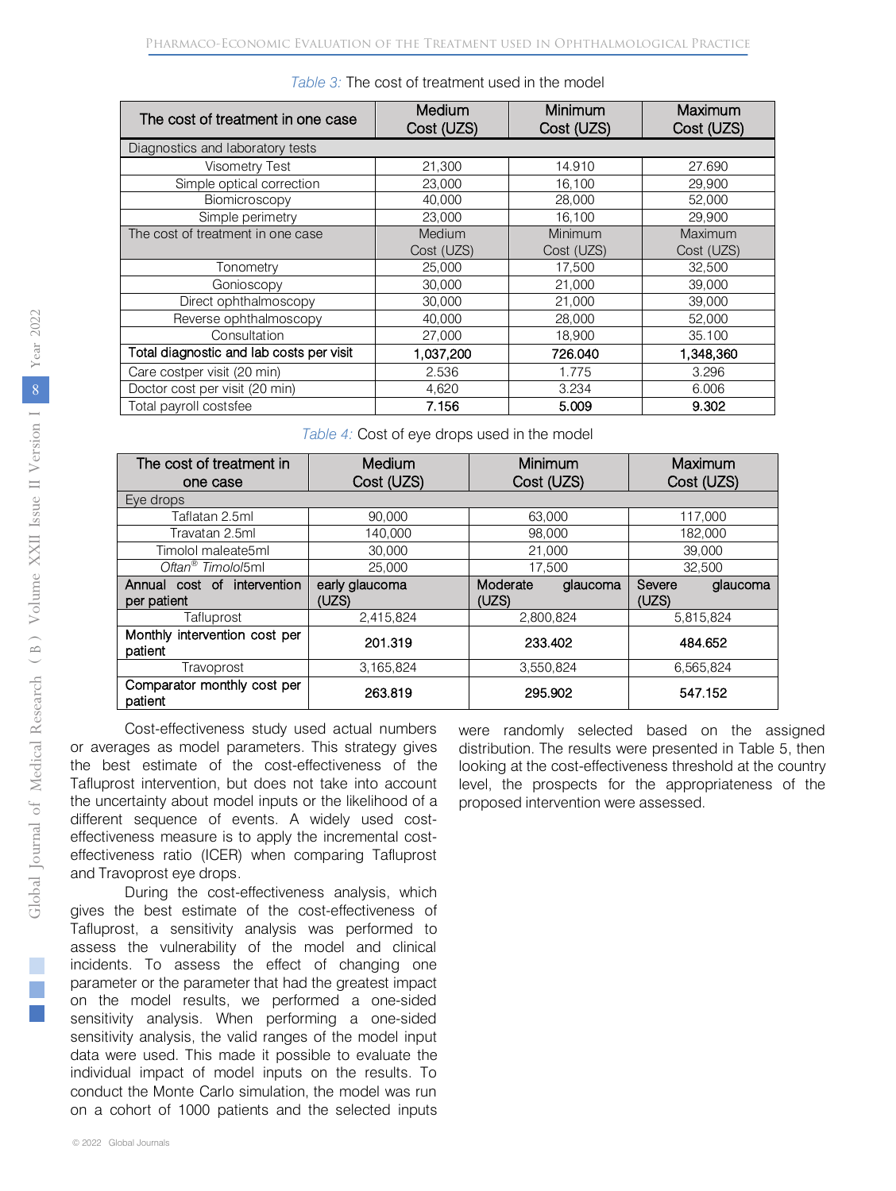*Table 3:* The cost of treatment used in the model

| The cost of treatment in one case | Medium Cost (UZS) | Minimum Cost (UZS) | Maximum Cost (UZS) |
|---|---|---|---|
| Diagnostics and laboratory tests | | | |
| Visometry Test | 21,300 | 14.910 | 27.690 |
| Simple optical correction | 23,000 | 16,100 | 29,900 |
| Biomicroscopy | 40,000 | 28,000 | 52,000 |
| Simple perimetry | 23,000 | 16,100 | 29,900 |
| The cost of treatment in one case | Medium Cost (UZS) | Minimum Cost (UZS) | Maximum Cost (UZS) |
| Tonometry | 25,000 | 17,500 | 32,500 |
| Gonioscopy | 30,000 | 21,000 | 39,000 |
| Direct ophthalmoscopy | 30,000 | 21,000 | 39,000 |
| Reverse ophthalmoscopy | 40,000 | 28,000 | 52,000 |
| Consultation | 27,000 | 18,900 | 35.100 |
| **Total diagnostic and lab costs per visit** | **1,037,200** | **726.040** | **1,348,360** |
| Care costper visit (20 min) | 2.536 | 1.775 | 3.296 |
| Doctor cost per visit (20 min) | 4,620 | 3.234 | 6.006 |
| Total payroll costsfee | **7.156** | **5.009** | **9.302** |

*Table 4:* Cost of eye drops used in the model

| The cost of treatment in one case | Medium Cost (UZS) | Minimum Cost (UZS) | Maximum Cost (UZS) |
|---|---|---|---|
| Eye drops | | | |
| Taflatan 2.5ml | 90,000 | 63,000 | 117,000 |
| Travatan 2.5ml | 140,000 | 98,000 | 182,000 |
| Timolol maleate5ml | 30,000 | 21,000 | 39,000 |
| *Oftan® Timolol*5ml | 25,000 | 17,500 | 32,500 |
| Annual cost of intervention per patient | early glaucoma (UZS) | Moderate glaucoma (UZS) | Severe glaucoma (UZS) |
| Tafluprost | 2,415,824 | 2,800,824 | 5,815,824 |
| **Monthly intervention cost per patient** | **201.319** | **233.402** | **484.652** |
| Travoprost | 3,165,824 | 3,550,824 | 6,565,824 |
| **Comparator monthly cost per patient** | **263.819** | **295.902** | **547.152** |

Cost-effectiveness study used actual numbers or averages as model parameters. This strategy gives the best estimate of the cost-effectiveness of the Tafluprost intervention, but does not take into account the uncertainty about model inputs or the likelihood of a different sequence of events. A widely used cost-effectiveness measure is to apply the incremental cost-effectiveness ratio (ICER) when comparing Tafluprost and Travoprost eye drops.

During the cost-effectiveness analysis, which gives the best estimate of the cost-effectiveness of Tafluprost, a sensitivity analysis was performed to assess the vulnerability of the model and clinical incidents. To assess the effect of changing one parameter or the parameter that had the greatest impact on the model results, we performed a one-sided sensitivity analysis. When performing a one-sided sensitivity analysis, the valid ranges of the model input data were used. This made it possible to evaluate the individual impact of model inputs on the results. To conduct the Monte Carlo simulation, the model was run on a cohort of 1000 patients and the selected inputs were randomly selected based on the assigned distribution. The results were presented in Table 5, then looking at the cost-effectiveness threshold at the country level, the prospects for the appropriateness of the proposed intervention were assessed.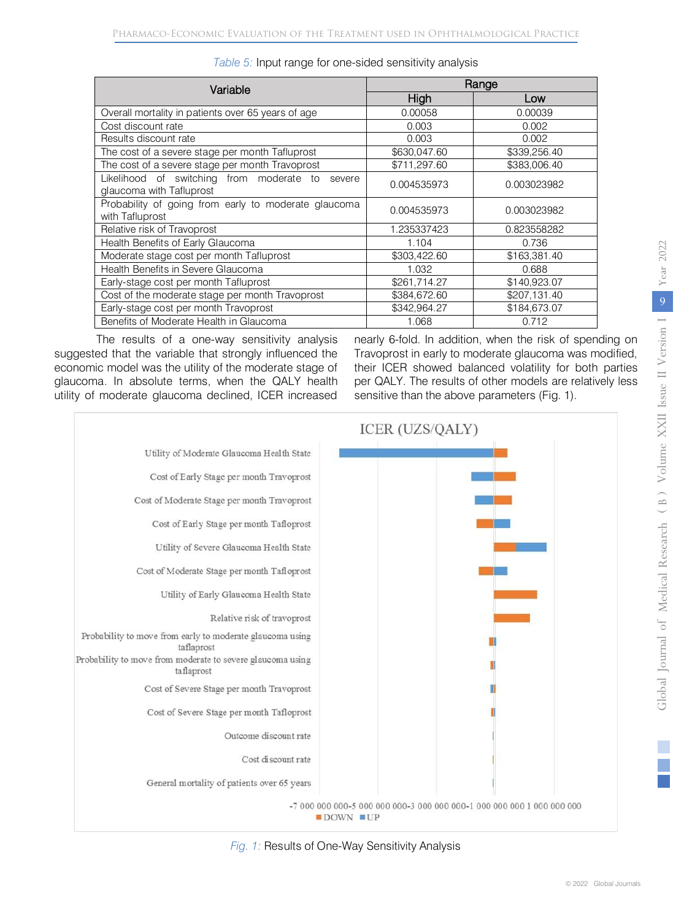*Table 5:* Input range for one-sided sensitivity analysis

| Variable | Range | |
|---|---|---|
| | High | Low |
| Overall mortality in patients over 65 years of age | 0.00058 | 0.00039 |
| Cost discount rate | 0.003 | 0.002 |
| Results discount rate | 0.003 | 0.002 |
| The cost of a severe stage per month Tafluprost | $630,047.60 | $339,256.40 |
| The cost of a severe stage per month Travoprost | $711,297.60 | $383,006.40 |
| Likelihood of switching from moderate to severe glaucoma with Tafluprost | 0.004535973 | 0.003023982 |
| Probability of going from early to moderate glaucoma with Tafluprost | 0.004535973 | 0.003023982 |
| Relative risk of Travoprost | 1.235337423 | 0.823558282 |
| Health Benefits of Early Glaucoma | 1.104 | 0.736 |
| Moderate stage cost per month Tafluprost | $303,422.60 | $163,381.40 |
| Health Benefits in Severe Glaucoma | 1.032 | 0.688 |
| Early-stage cost per month Tafluprost | $261,714.27 | $140,923.07 |
| Cost of the moderate stage per month Travoprost | $384,672.60 | $207,131.40 |
| Early-stage cost per month Travoprost | $342,964.27 | $184,673.07 |
| Benefits of Moderate Health in Glaucoma | 1.068 | 0.712 |

The results of a one-way sensitivity analysis suggested that the variable that strongly influenced the economic model was the utility of the moderate stage of glaucoma. In absolute terms, when the QALY health utility of moderate glaucoma declined, ICER increased nearly 6-fold. In addition, when the risk of spending on Travoprost in early to moderate glaucoma was modified, their ICER showed balanced volatility for both parties per QALY. The results of other models are relatively less sensitive than the above parameters (Fig. 1).

*Fig. 1:* Results of One-Way Sensitivity Analysis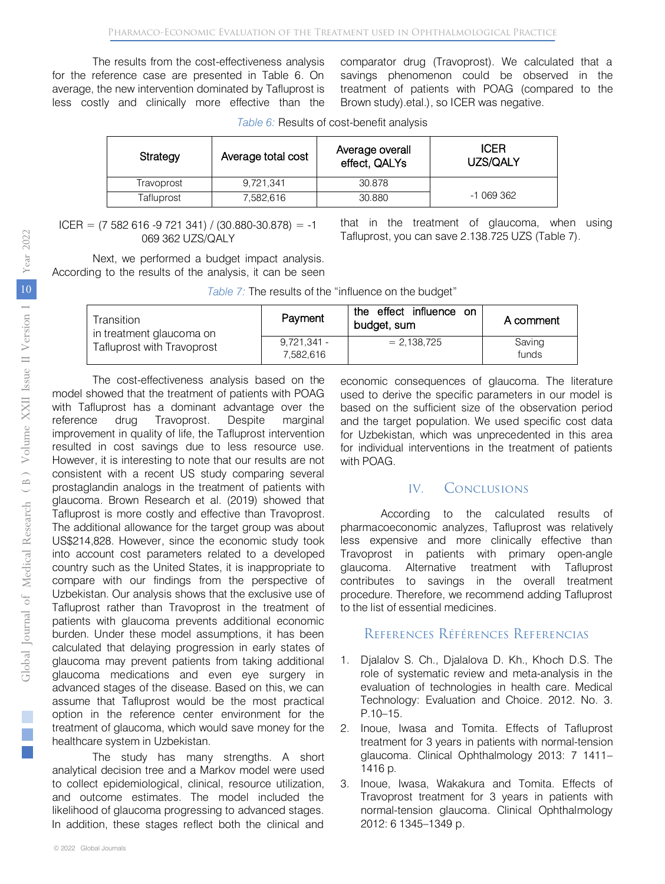The results from the cost-effectiveness analysis for the reference case are presented in Table 6. On average, the new intervention dominated by Tafluprost is less costly and clinically more effective than the comparator drug (Travoprost). We calculated that a savings phenomenon could be observed in the treatment of patients with POAG (compared to the Brown study).etal.), so ICER was negative.

*Table 6:* Results of cost-benefit analysis

| Strategy | Average total cost | Average overall effect, QALYs | ICER UZS/QALY |
|---|---|---|---|
| Travoprost | 9,721,341 | 30.878 | -1 069 362 |
| Tafluprost | 7,582,616 | 30.880 | |

ICER = (7 582 616 -9 721 341) / (30.880-30.878) = -1 069 362 UZS/QALY

Next, we performed a budget impact analysis. According to the results of the analysis, it can be seen that in the treatment of glaucoma, when using Tafluprost, you can save 2.138.725 UZS (Table 7).

*Table 7:* The results of the "influence on the budget"

| Transition in treatment glaucoma on Tafluprost with Travoprost | Payment | the effect influence on budget, sum | A comment |
|---|---|---|---|
| | 9,721,341 - 7,582,616 | = 2,138,725 | Saving funds |

The cost-effectiveness analysis based on the model showed that the treatment of patients with POAG with Tafluprost has a dominant advantage over the reference drug Travoprost. Despite marginal improvement in quality of life, the Tafluprost intervention resulted in cost savings due to less resource use. However, it is interesting to note that our results are not consistent with a recent US study comparing several prostaglandin analogs in the treatment of patients with glaucoma. Brown Research et al. (2019) showed that Tafluprost is more costly and effective than Travoprost. The additional allowance for the target group was about US$214,828. However, since the economic study took into account cost parameters related to a developed country such as the United States, it is inappropriate to compare with our findings from the perspective of Uzbekistan. Our analysis shows that the exclusive use of Tafluprost rather than Travoprost in the treatment of patients with glaucoma prevents additional economic burden. Under these model assumptions, it has been calculated that delaying progression in early states of glaucoma may prevent patients from taking additional glaucoma medications and even eye surgery in advanced stages of the disease. Based on this, we can assume that Tafluprost would be the most practical option in the reference center environment for the treatment of glaucoma, which would save money for the healthcare system in Uzbekistan.

The study has many strengths. A short analytical decision tree and a Markov model were used to collect epidemiological, clinical, resource utilization, and outcome estimates. The model included the likelihood of glaucoma progressing to advanced stages. In addition, these stages reflect both the clinical and economic consequences of glaucoma. The literature used to derive the specific parameters in our model is based on the sufficient size of the observation period and the target population. We used specific cost data for Uzbekistan, which was unprecedented in this area for individual interventions in the treatment of patients with POAG.

## IV. Conclusions

According to the calculated results of pharmacoeconomic analyzes, Tafluprost was relatively less expensive and more clinically effective than Travoprost in patients with primary open-angle glaucoma. Alternative treatment with Tafluprost contributes to savings in the overall treatment procedure. Therefore, we recommend adding Tafluprost to the list of essential medicines.

## References Références Referencias

1. Djalalov S. Ch., Djalalova D. Kh., Khoch D.S. The role of systematic review and meta-analysis in the evaluation of technologies in health care. Medical Technology: Evaluation and Choice. 2012. No. 3. P.10–15.
2. Inoue, Iwasa and Tomita. Effects of Tafluprost treatment for 3 years in patients with normal-tension glaucoma. Clinical Ophthalmology 2013: 7 1411–1416 p.
3. Inoue, Iwasa, Wakakura and Tomita. Effects of Travoprost treatment for 3 years in patients with normal-tension glaucoma. Clinical Ophthalmology 2012: 6 1345–1349 p.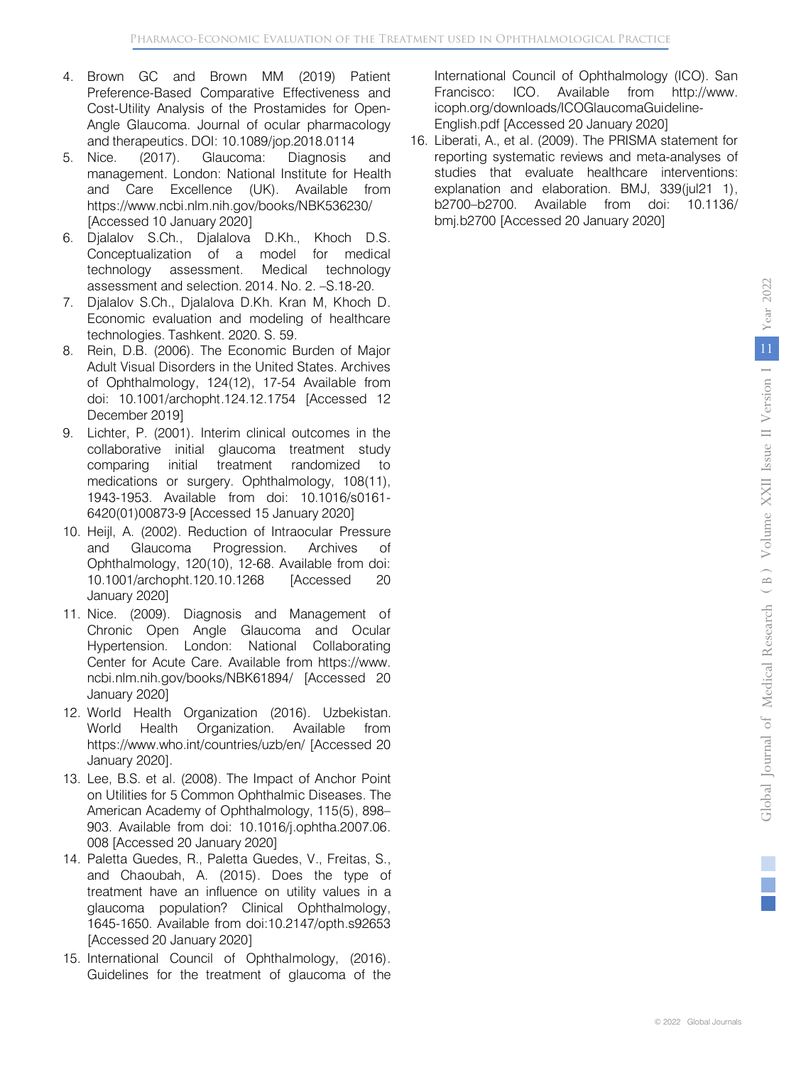4. Brown GC and Brown MM (2019) Patient Preference-Based Comparative Effectiveness and Cost-Utility Analysis of the Prostamides for Open-Angle Glaucoma. Journal of ocular pharmacology and therapeutics. DOI: 10.1089/jop.2018.0114
5. Nice. (2017). Glaucoma: Diagnosis and management. London: National Institute for Health and Care Excellence (UK). Available from https://www.ncbi.nlm.nih.gov/books/NBK536230/ [Accessed 10 January 2020]
6. Djalalov S.Ch., Djalalova D.Kh., Khoch D.S. Conceptualization of a model for medical technology assessment. Medical technology assessment and selection. 2014. No. 2. –S.18-20.
7. Djalalov S.Ch., Djalalova D.Kh. Kran M, Khoch D. Economic evaluation and modeling of healthcare technologies. Tashkent. 2020. S. 59.
8. Rein, D.B. (2006). The Economic Burden of Major Adult Visual Disorders in the United States. Archives of Ophthalmology, 124(12), 17-54 Available from doi: 10.1001/archopht.124.12.1754 [Accessed 12 December 2019]
9. Lichter, P. (2001). Interim clinical outcomes in the collaborative initial glaucoma treatment study comparing initial treatment randomized to medications or surgery. Ophthalmology, 108(11), 1943-1953. Available from doi: 10.1016/s0161-6420(01)00873-9 [Accessed 15 January 2020]
10. Heijl, A. (2002). Reduction of Intraocular Pressure and Glaucoma Progression. Archives of Ophthalmology, 120(10), 12-68. Available from doi: 10.1001/archopht.120.10.1268 [Accessed 20 January 2020]
11. Nice. (2009). Diagnosis and Management of Chronic Open Angle Glaucoma and Ocular Hypertension. London: National Collaborating Center for Acute Care. Available from https://www.ncbi.nlm.nih.gov/books/NBK61894/ [Accessed 20 January 2020]
12. World Health Organization (2016). Uzbekistan. World Health Organization. Available from https://www.who.int/countries/uzb/en/ [Accessed 20 January 2020].
13. Lee, B.S. et al. (2008). The Impact of Anchor Point on Utilities for 5 Common Ophthalmic Diseases. The American Academy of Ophthalmology, 115(5), 898–903. Available from doi: 10.1016/j.ophtha.2007.06.008 [Accessed 20 January 2020]
14. Paletta Guedes, R., Paletta Guedes, V., Freitas, S., and Chaoubah, A. (2015). Does the type of treatment have an influence on utility values in a glaucoma population? Clinical Ophthalmology, 1645-1650. Available from doi:10.2147/opth.s92653 [Accessed 20 January 2020]
15. International Council of Ophthalmology, (2016). Guidelines for the treatment of glaucoma of the International Council of Ophthalmology (ICO). San Francisco: ICO. Available from http://www.icoph.org/downloads/ICOGlaucomaGuideline-English.pdf [Accessed 20 January 2020]
16. Liberati, A., et al. (2009). The PRISMA statement for reporting systematic reviews and meta-analyses of studies that evaluate healthcare interventions: explanation and elaboration. BMJ, 339(jul21 1), b2700–b2700. Available from doi: 10.1136/bmj.b2700 [Accessed 20 January 2020]